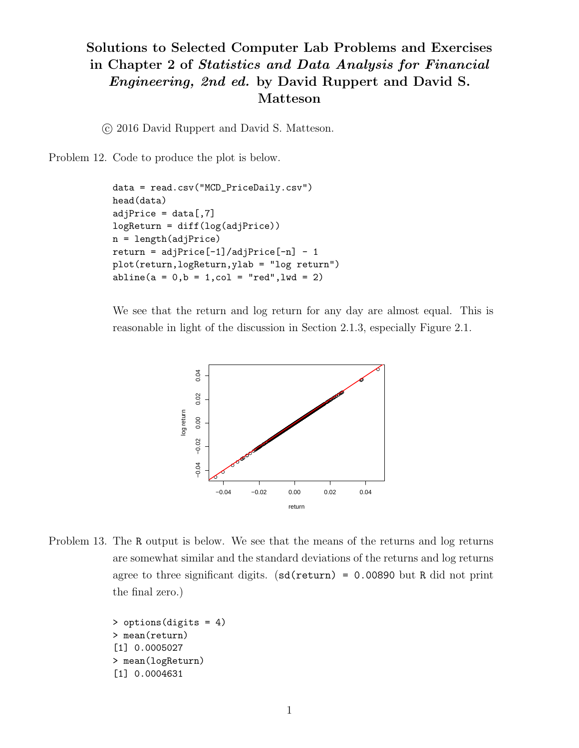# Solutions to Selected Computer Lab Problems and Exercises in Chapter 2 of *Statistics and Data Analysis for Financial Engineering, 2nd ed.* by David Ruppert and David S. Matteson

© 2016 David Ruppert and David S. Matteson.

Problem 12. Code to produce the plot is below.

```
data = read.csv("MCD_PriceDaily.csv")
head(data)
adjPrice = data[,7]
logReturn = diff(log(adjPrice))
n = length(adjPrice)
return = adjPrice[-1]/adjPrice[-n] - 1
plot(return,logReturn,ylab = "log return")
abline(a = 0,b = 1,col = "red",lwd = 2)
```

We see that the return and log return for any day are almost equal. This is reasonable in light of the discussion in Section 2.1.3, especially Figure 2.1.

Problem 13. The R output is below. We see that the means of the returns and log returns are somewhat similar and the standard deviations of the returns and log returns agree to three significant digits. (sd(return) = 0.00890 but R did not print the final zero.)

```
> options(digits = 4)
> mean(return)
[1] 0.0005027
> mean(logReturn)
[1] 0.0004631
```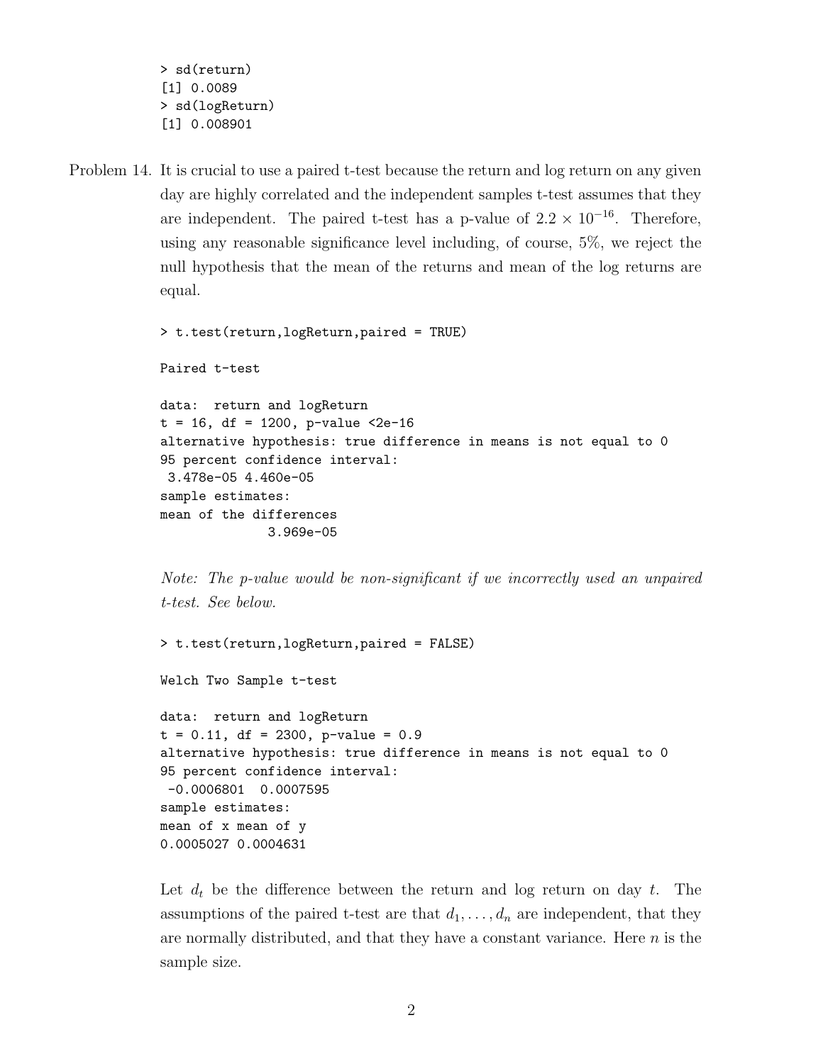```
> sd(return)
[1] 0.0089
> sd(logReturn)
[1] 0.008901
```

Problem 14. It is crucial to use a paired t-test because the return and log return on any given day are highly correlated and the independent samples t-test assumes that they are independent. The paired t-test has a p-value of $2.2 \times 10^{-16}$. Therefore, using any reasonable significance level including, of course, 5%, we reject the null hypothesis that the mean of the returns and mean of the log returns are equal.

```
> t.test(return,logReturn,paired = TRUE)

Paired t-test

data:  return and logReturn
t = 16, df = 1200, p-value <2e-16
alternative hypothesis: true difference in means is not equal to 0
95 percent confidence interval:
 3.478e-05 4.460e-05
sample estimates:
mean of the differences
             3.969e-05
```

*Note: The p-value would be non-significant if we incorrectly used an unpaired t-test. See below.*

```
> t.test(return,logReturn,paired = FALSE)

Welch Two Sample t-test

data:  return and logReturn
t = 0.11, df = 2300, p-value = 0.9
alternative hypothesis: true difference in means is not equal to 0
95 percent confidence interval:
 -0.0006801  0.0007595
sample estimates:
mean of x mean of y
0.0005027 0.0004631
```

Let $d_t$ be the difference between the return and log return on day $t$. The assumptions of the paired t-test are that $d_1, \ldots, d_n$ are independent, that they are normally distributed, and that they have a constant variance. Here $n$ is the sample size.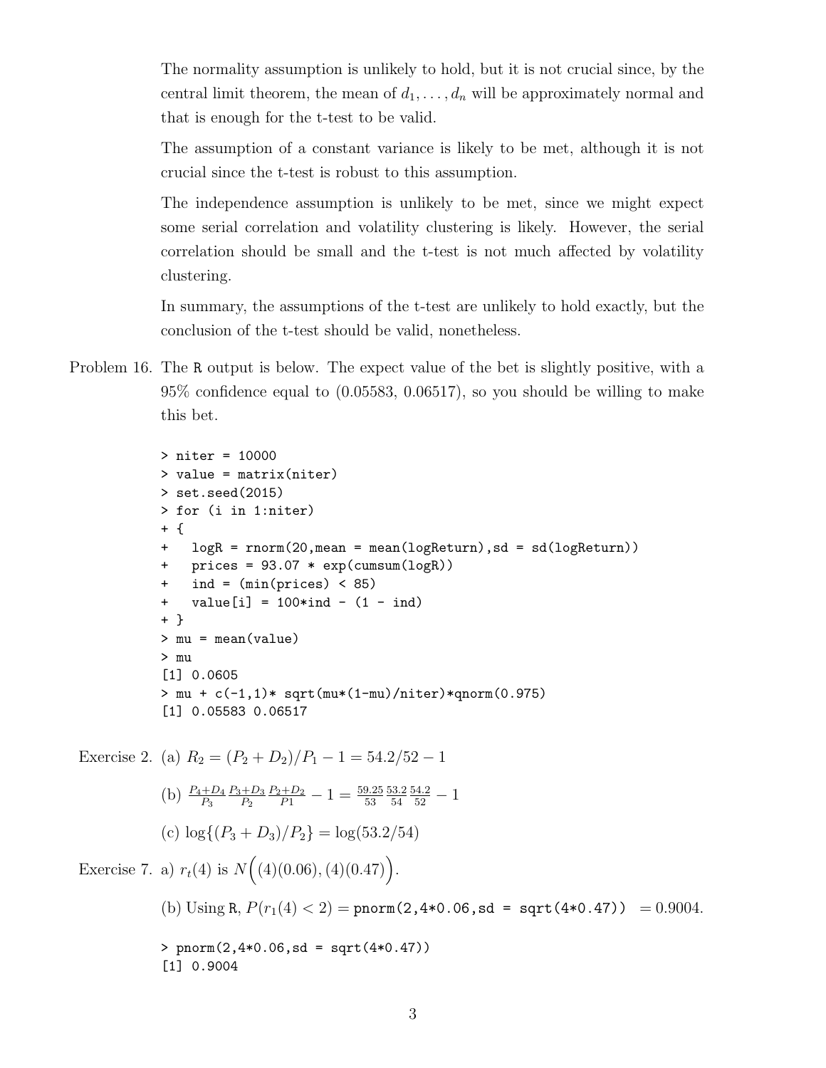The normality assumption is unlikely to hold, but it is not crucial since, by the central limit theorem, the mean of $d_1, \ldots, d_n$ will be approximately normal and that is enough for the t-test to be valid.

The assumption of a constant variance is likely to be met, although it is not crucial since the t-test is robust to this assumption.

The independence assumption is unlikely to be met, since we might expect some serial correlation and volatility clustering is likely. However, the serial correlation should be small and the t-test is not much affected by volatility clustering.

In summary, the assumptions of the t-test are unlikely to hold exactly, but the conclusion of the t-test should be valid, nonetheless.

Problem 16. The R output is below. The expect value of the bet is slightly positive, with a 95% confidence equal to (0.05583, 0.06517), so you should be willing to make this bet.

```
> niter = 10000
> value = matrix(niter)
> set.seed(2015)
> for (i in 1:niter)
+ {
+   logR = rnorm(20,mean = mean(logReturn),sd = sd(logReturn))
+   prices = 93.07 * exp(cumsum(logR))
+   ind = (min(prices) < 85)
+   value[i] = 100*ind - (1 - ind)
+ }
> mu = mean(value)
> mu
[1] 0.0605
> mu + c(-1,1)* sqrt(mu*(1-mu)/niter)*qnorm(0.975)
[1] 0.05583 0.06517
```

Exercise 2. (a) $R_2 = (P_2 + D_2)/P_1 - 1 = 54.2/52 - 1$

(b) $\frac{P_4+D_4}{P_3}\frac{P_3+D_3}{P_2}\frac{P_2+D_2}{P1} - 1 = \frac{59.25}{53}\frac{53.2}{54}\frac{54.2}{52} - 1$

(c) $\log\{(P_3 + D_3)/P_2\} = \log(53.2/54)$

Exercise 7. a) $r_t(4)$ is $N\Big((4)(0.06), (4)(0.47)\Big)$.

(b) Using R, $P(r_1(4) < 2) =$ `pnorm(2,4*0.06,sd = sqrt(4*0.47))` $= 0.9004$.

```
> pnorm(2,4*0.06,sd = sqrt(4*0.47))
[1] 0.9004
```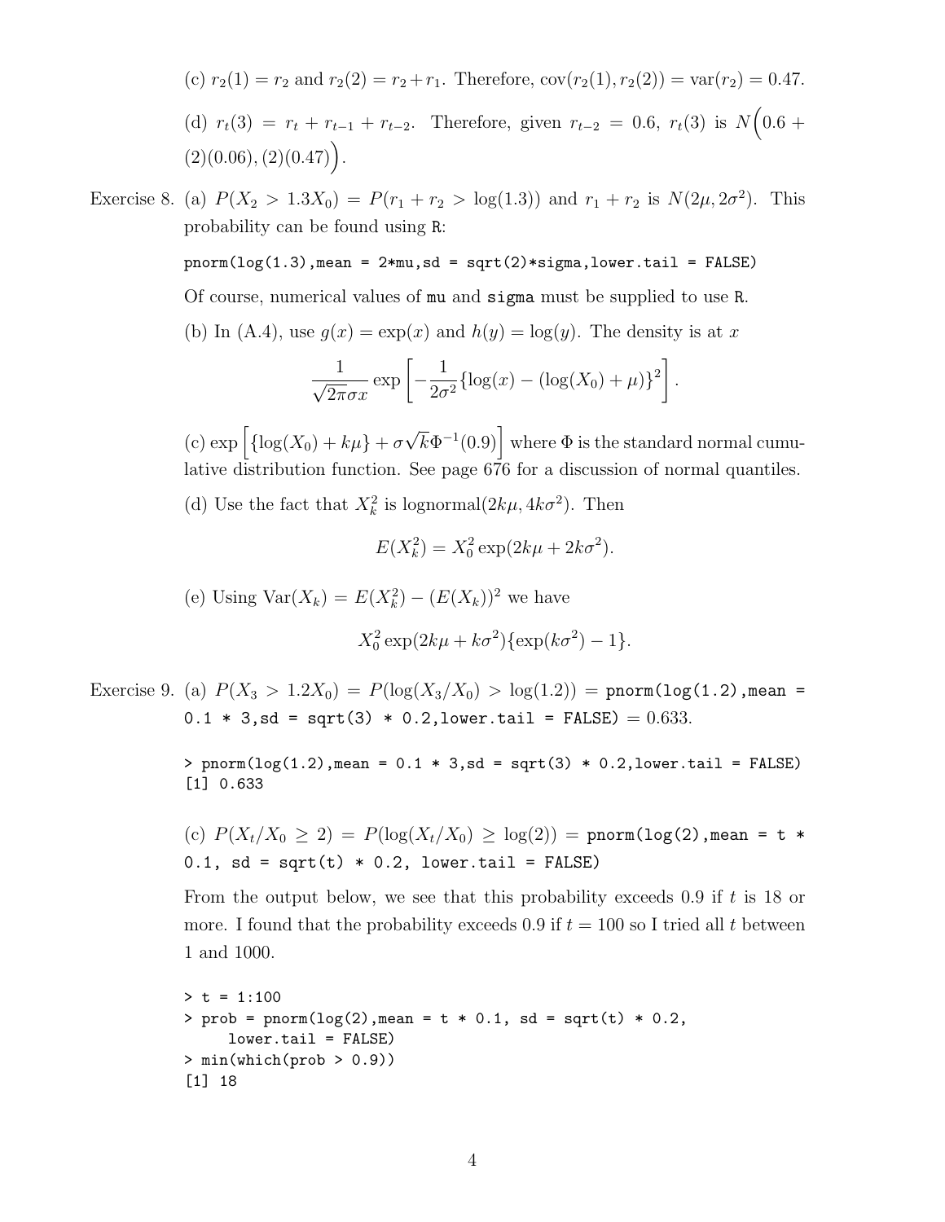(c) $r_2(1) = r_2$ and $r_2(2) = r_2 + r_1$. Therefore, $\text{cov}(r_2(1), r_2(2)) = \text{var}(r_2) = 0.47$.

(d) $r_t(3) = r_t + r_{t-1} + r_{t-2}$. Therefore, given $r_{t-2} = 0.6$, $r_t(3)$ is $N\Big(0.6 + (2)(0.06), (2)(0.47)\Big)$.

Exercise 8. (a) $P(X_2 > 1.3X_0) = P(r_1 + r_2 > \log(1.3))$ and $r_1 + r_2$ is $N(2\mu, 2\sigma^2)$. This probability can be found using R:

```
pnorm(log(1.3),mean = 2*mu,sd = sqrt(2)*sigma,lower.tail = FALSE)
```

Of course, numerical values of mu and sigma must be supplied to use R.

(b) In (A.4), use $g(x) = \exp(x)$ and $h(y) = \log(y)$. The density is at $x$

$$\frac{1}{\sqrt{2\pi}\sigma x} \exp\left[-\frac{1}{2\sigma^2}\{\log(x) - (\log(X_0) + \mu)\}^2\right].$$

(c) $\exp\left[\{\log(X_0) + k\mu\} + \sigma\sqrt{k}\Phi^{-1}(0.9)\right]$ where $\Phi$ is the standard normal cumulative distribution function. See page 676 for a discussion of normal quantiles.

(d) Use the fact that $X_k^2$ is lognormal$(2k\mu, 4k\sigma^2)$. Then

$$E(X_k^2) = X_0^2 \exp(2k\mu + 2k\sigma^2).$$

(e) Using $\text{Var}(X_k) = E(X_k^2) - (E(X_k))^2$ we have

$$X_0^2 \exp(2k\mu + k\sigma^2)\{\exp(k\sigma^2) - 1\}.$$

Exercise 9. (a) $P(X_3 > 1.2X_0) = P(\log(X_3/X_0) > \log(1.2)) =$ `pnorm(log(1.2),mean = 0.1 * 3,sd = sqrt(3) * 0.2,lower.tail = FALSE)` $= 0.633$.

```
> pnorm(log(1.2),mean = 0.1 * 3,sd = sqrt(3) * 0.2,lower.tail = FALSE)
[1] 0.633
```

(c) $P(X_t/X_0 \geq 2) = P(\log(X_t/X_0) \geq \log(2)) =$ `pnorm(log(2),mean = t * 0.1, sd = sqrt(t) * 0.2, lower.tail = FALSE)`

From the output below, we see that this probability exceeds 0.9 if $t$ is 18 or more. I found that the probability exceeds 0.9 if $t = 100$ so I tried all $t$ between 1 and 1000.

```
> t = 1:100
> prob = pnorm(log(2),mean = t * 0.1, sd = sqrt(t) * 0.2,
    lower.tail = FALSE)
> min(which(prob > 0.9))
[1] 18
```